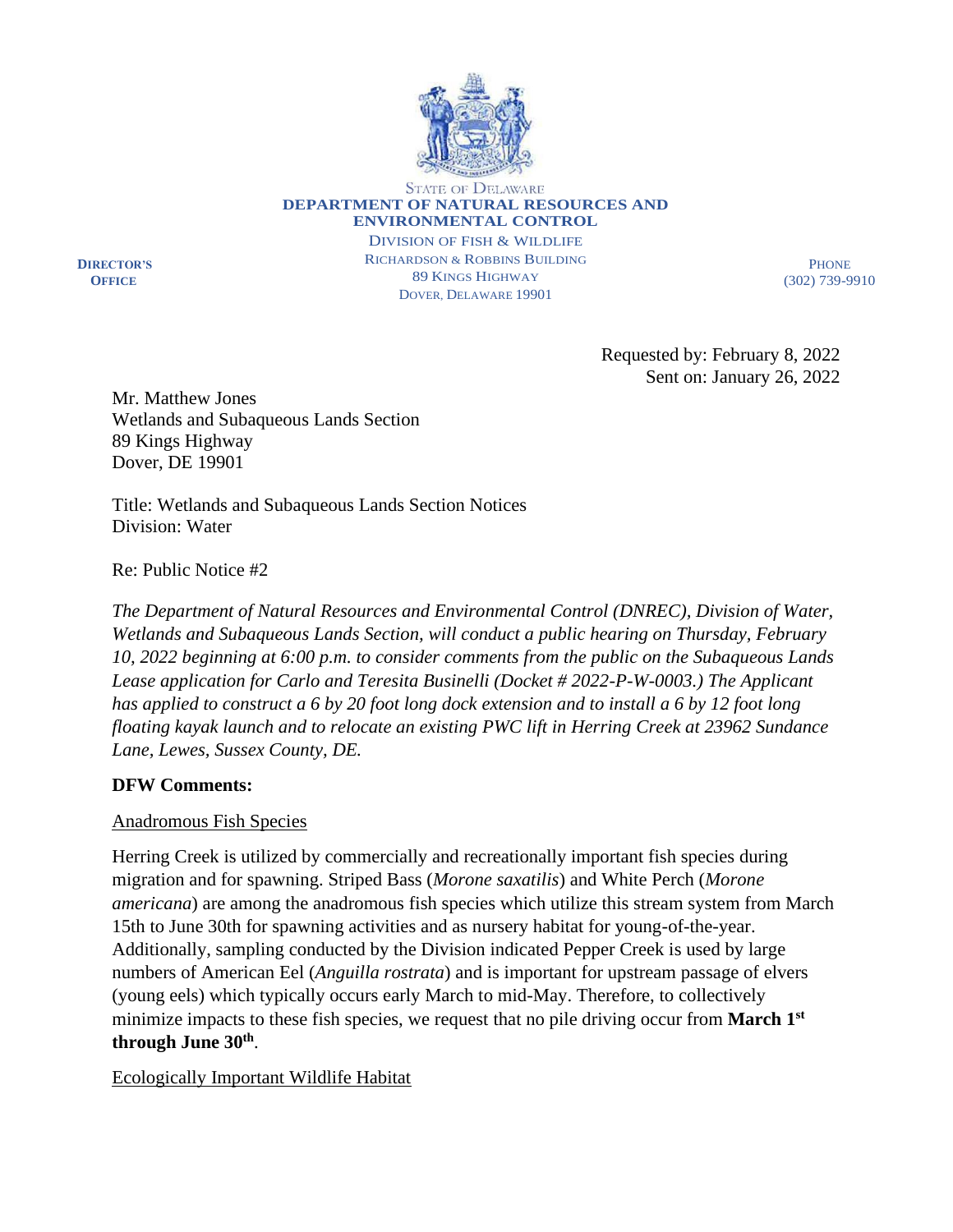STATE OF DELAWARE
**DEPARTMENT OF NATURAL RESOURCES AND ENVIRONMENTAL CONTROL**
DIVISION OF FISH & WILDLIFE
RICHARDSON & ROBBINS BUILDING
89 KINGS HIGHWAY
DOVER, DELAWARE 19901

**DIRECTOR'S OFFICE**

PHONE
(302) 739-9910

Requested by: February 8, 2022
Sent on: January 26, 2022

Mr. Matthew Jones
Wetlands and Subaqueous Lands Section
89 Kings Highway
Dover, DE 19901

Title: Wetlands and Subaqueous Lands Section Notices
Division: Water

Re: Public Notice #2

*The Department of Natural Resources and Environmental Control (DNREC), Division of Water, Wetlands and Subaqueous Lands Section, will conduct a public hearing on Thursday, February 10, 2022 beginning at 6:00 p.m. to consider comments from the public on the Subaqueous Lands Lease application for Carlo and Teresita Businelli (Docket # 2022-P-W-0003.) The Applicant has applied to construct a 6 by 20 foot long dock extension and to install a 6 by 12 foot long floating kayak launch and to relocate an existing PWC lift in Herring Creek at 23962 Sundance Lane, Lewes, Sussex County, DE.*

**DFW Comments:**

<u>Anadromous Fish Species</u>

Herring Creek is utilized by commercially and recreationally important fish species during migration and for spawning. Striped Bass (*Morone saxatilis*) and White Perch (*Morone americana*) are among the anadromous fish species which utilize this stream system from March 15th to June 30th for spawning activities and as nursery habitat for young-of-the-year. Additionally, sampling conducted by the Division indicated Pepper Creek is used by large numbers of American Eel (*Anguilla rostrata*) and is important for upstream passage of elvers (young eels) which typically occurs early March to mid-May. Therefore, to collectively minimize impacts to these fish species, we request that no pile driving occur from **March 1st through June 30th**.

<u>Ecologically Important Wildlife Habitat</u>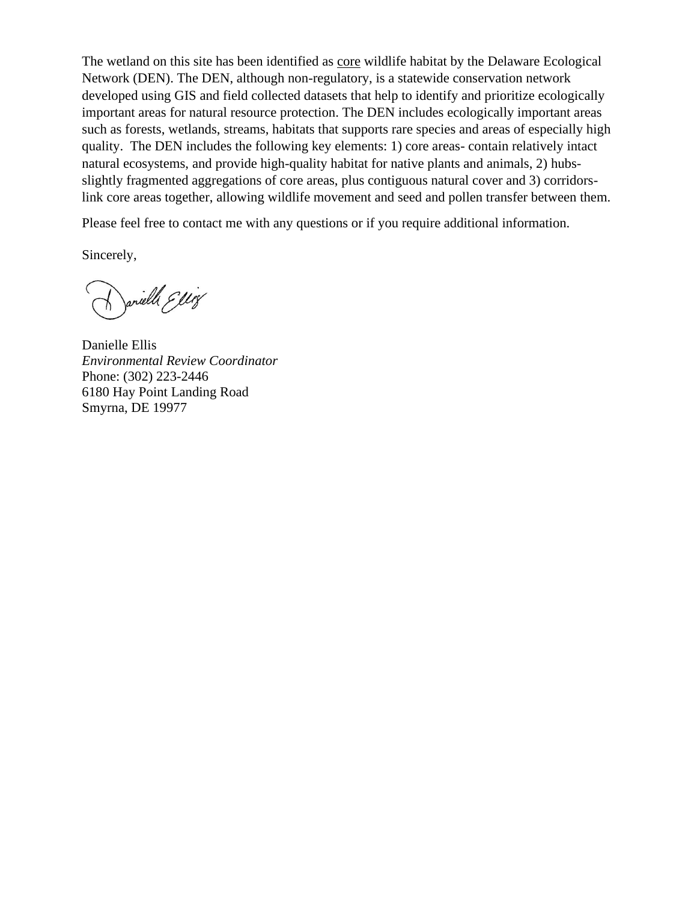The wetland on this site has been identified as <u>core</u> wildlife habitat by the Delaware Ecological Network (DEN). The DEN, although non-regulatory, is a statewide conservation network developed using GIS and field collected datasets that help to identify and prioritize ecologically important areas for natural resource protection. The DEN includes ecologically important areas such as forests, wetlands, streams, habitats that supports rare species and areas of especially high quality. The DEN includes the following key elements: 1) core areas- contain relatively intact natural ecosystems, and provide high-quality habitat for native plants and animals, 2) hubs- slightly fragmented aggregations of core areas, plus contiguous natural cover and 3) corridors- link core areas together, allowing wildlife movement and seed and pollen transfer between them.

Please feel free to contact me with any questions or if you require additional information.

Sincerely,

Danielle Ellis

Danielle Ellis
*Environmental Review Coordinator*
Phone: (302) 223-2446
6180 Hay Point Landing Road
Smyrna, DE 19977